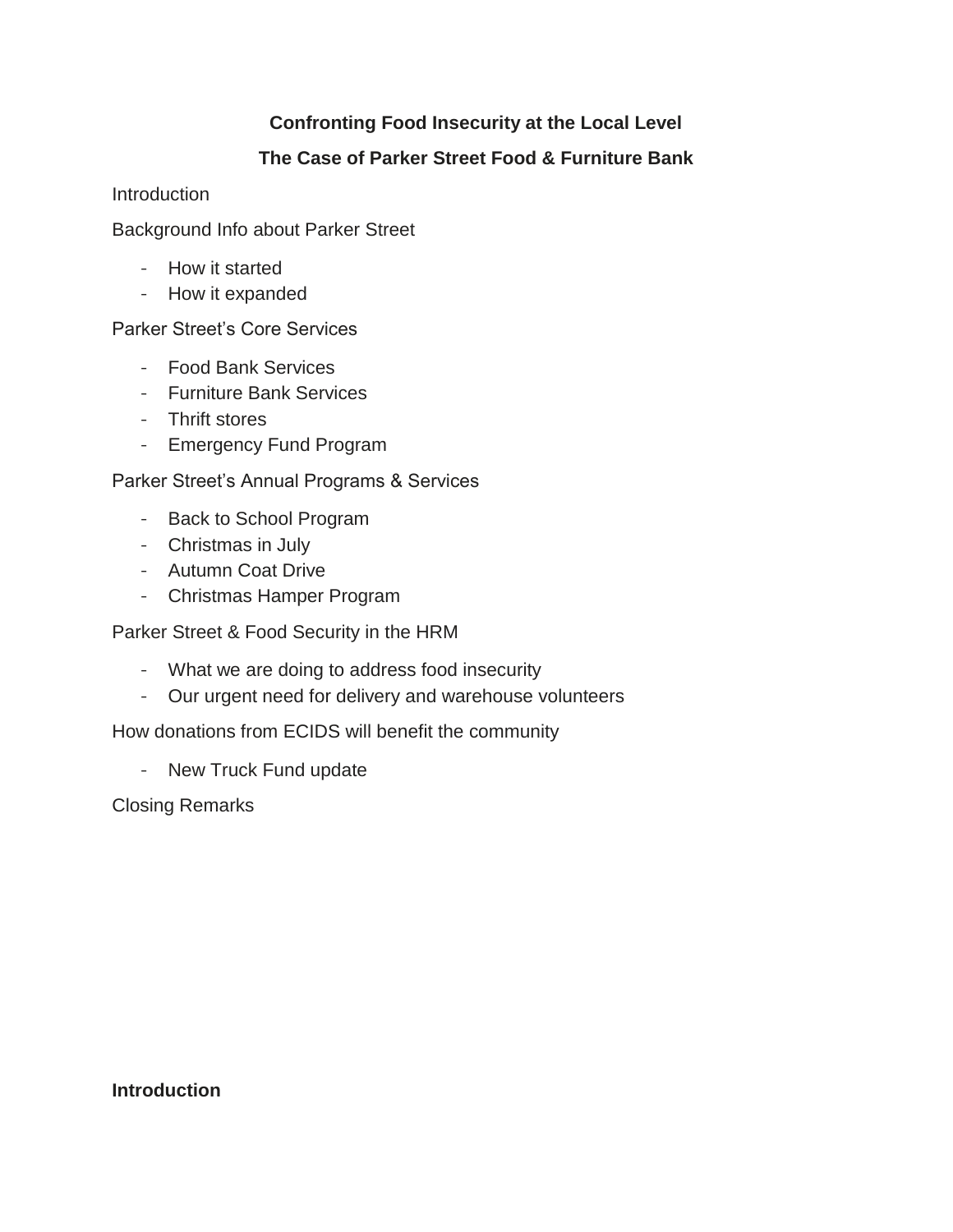# Confronting Food Insecurity at the Local Level

## The Case of Parker Street Food & Furniture Bank

Introduction

Background Info about Parker Street

- How it started
- How it expanded

Parker Street's Core Services

- Food Bank Services
- Furniture Bank Services
- Thrift stores
- Emergency Fund Program

Parker Street's Annual Programs & Services

- Back to School Program
- Christmas in July
- Autumn Coat Drive
- Christmas Hamper Program

Parker Street & Food Security in the HRM

- What we are doing to address food insecurity
- Our urgent need for delivery and warehouse volunteers

How donations from ECIDS will benefit the community

- New Truck Fund update

Closing Remarks

**Introduction**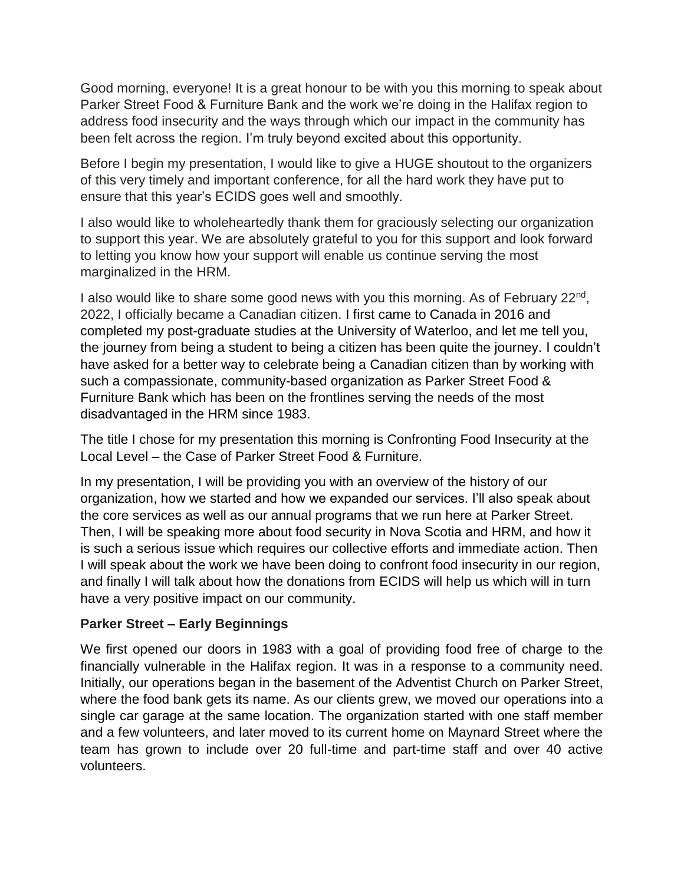Good morning, everyone! It is a great honour to be with you this morning to speak about Parker Street Food & Furniture Bank and the work we're doing in the Halifax region to address food insecurity and the ways through which our impact in the community has been felt across the region. I'm truly beyond excited about this opportunity.

Before I begin my presentation, I would like to give a HUGE shoutout to the organizers of this very timely and important conference, for all the hard work they have put to ensure that this year's ECIDS goes well and smoothly.

I also would like to wholeheartedly thank them for graciously selecting our organization to support this year. We are absolutely grateful to you for this support and look forward to letting you know how your support will enable us continue serving the most marginalized in the HRM.

I also would like to share some good news with you this morning. As of February 22nd, 2022, I officially became a Canadian citizen. I first came to Canada in 2016 and completed my post-graduate studies at the University of Waterloo, and let me tell you, the journey from being a student to being a citizen has been quite the journey. I couldn't have asked for a better way to celebrate being a Canadian citizen than by working with such a compassionate, community-based organization as Parker Street Food & Furniture Bank which has been on the frontlines serving the needs of the most disadvantaged in the HRM since 1983.

The title I chose for my presentation this morning is Confronting Food Insecurity at the Local Level – the Case of Parker Street Food & Furniture.

In my presentation, I will be providing you with an overview of the history of our organization, how we started and how we expanded our services. I'll also speak about the core services as well as our annual programs that we run here at Parker Street. Then, I will be speaking more about food security in Nova Scotia and HRM, and how it is such a serious issue which requires our collective efforts and immediate action. Then I will speak about the work we have been doing to confront food insecurity in our region, and finally I will talk about how the donations from ECIDS will help us which will in turn have a very positive impact on our community.

**Parker Street – Early Beginnings**

We first opened our doors in 1983 with a goal of providing food free of charge to the financially vulnerable in the Halifax region. It was in a response to a community need. Initially, our operations began in the basement of the Adventist Church on Parker Street, where the food bank gets its name. As our clients grew, we moved our operations into a single car garage at the same location. The organization started with one staff member and a few volunteers, and later moved to its current home on Maynard Street where the team has grown to include over 20 full-time and part-time staff and over 40 active volunteers.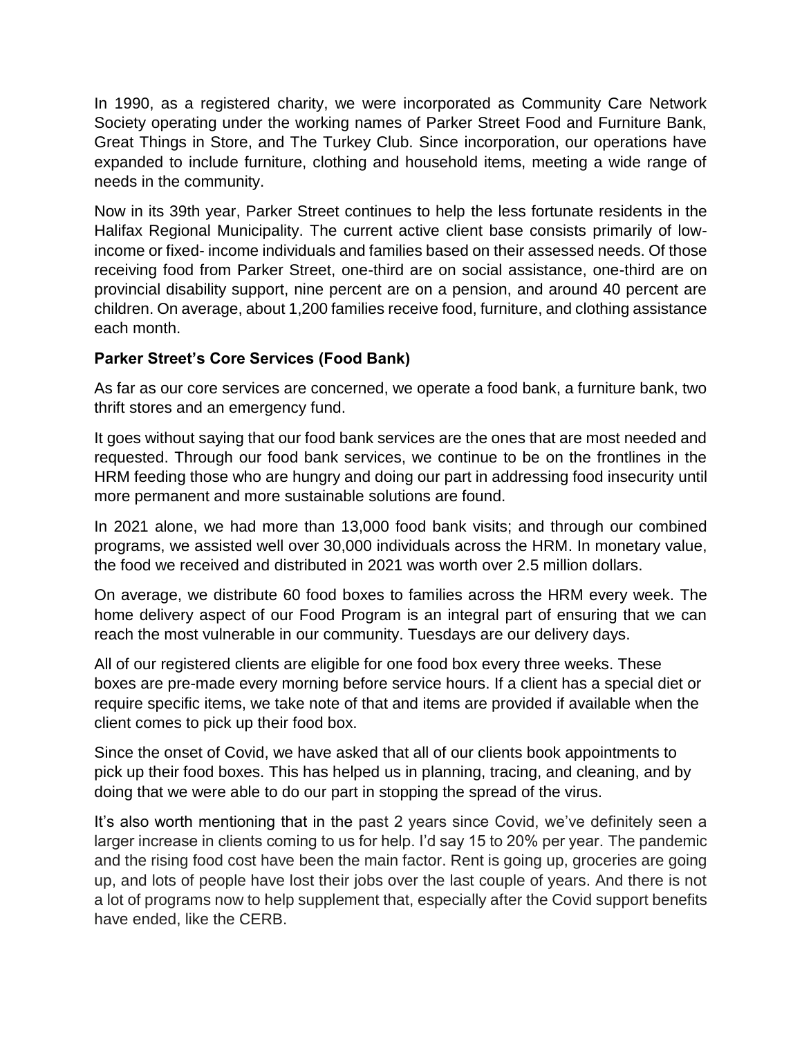In 1990, as a registered charity, we were incorporated as Community Care Network Society operating under the working names of Parker Street Food and Furniture Bank, Great Things in Store, and The Turkey Club. Since incorporation, our operations have expanded to include furniture, clothing and household items, meeting a wide range of needs in the community.

Now in its 39th year, Parker Street continues to help the less fortunate residents in the Halifax Regional Municipality. The current active client base consists primarily of low-income or fixed- income individuals and families based on their assessed needs. Of those receiving food from Parker Street, one-third are on social assistance, one-third are on provincial disability support, nine percent are on a pension, and around 40 percent are children. On average, about 1,200 families receive food, furniture, and clothing assistance each month.

**Parker Street's Core Services (Food Bank)**

As far as our core services are concerned, we operate a food bank, a furniture bank, two thrift stores and an emergency fund.

It goes without saying that our food bank services are the ones that are most needed and requested. Through our food bank services, we continue to be on the frontlines in the HRM feeding those who are hungry and doing our part in addressing food insecurity until more permanent and more sustainable solutions are found.

In 2021 alone, we had more than 13,000 food bank visits; and through our combined programs, we assisted well over 30,000 individuals across the HRM. In monetary value, the food we received and distributed in 2021 was worth over 2.5 million dollars.

On average, we distribute 60 food boxes to families across the HRM every week. The home delivery aspect of our Food Program is an integral part of ensuring that we can reach the most vulnerable in our community. Tuesdays are our delivery days.

All of our registered clients are eligible for one food box every three weeks. These boxes are pre-made every morning before service hours. If a client has a special diet or require specific items, we take note of that and items are provided if available when the client comes to pick up their food box.

Since the onset of Covid, we have asked that all of our clients book appointments to pick up their food boxes. This has helped us in planning, tracing, and cleaning, and by doing that we were able to do our part in stopping the spread of the virus.

It's also worth mentioning that in the past 2 years since Covid, we've definitely seen a larger increase in clients coming to us for help. I'd say 15 to 20% per year. The pandemic and the rising food cost have been the main factor. Rent is going up, groceries are going up, and lots of people have lost their jobs over the last couple of years. And there is not a lot of programs now to help supplement that, especially after the Covid support benefits have ended, like the CERB.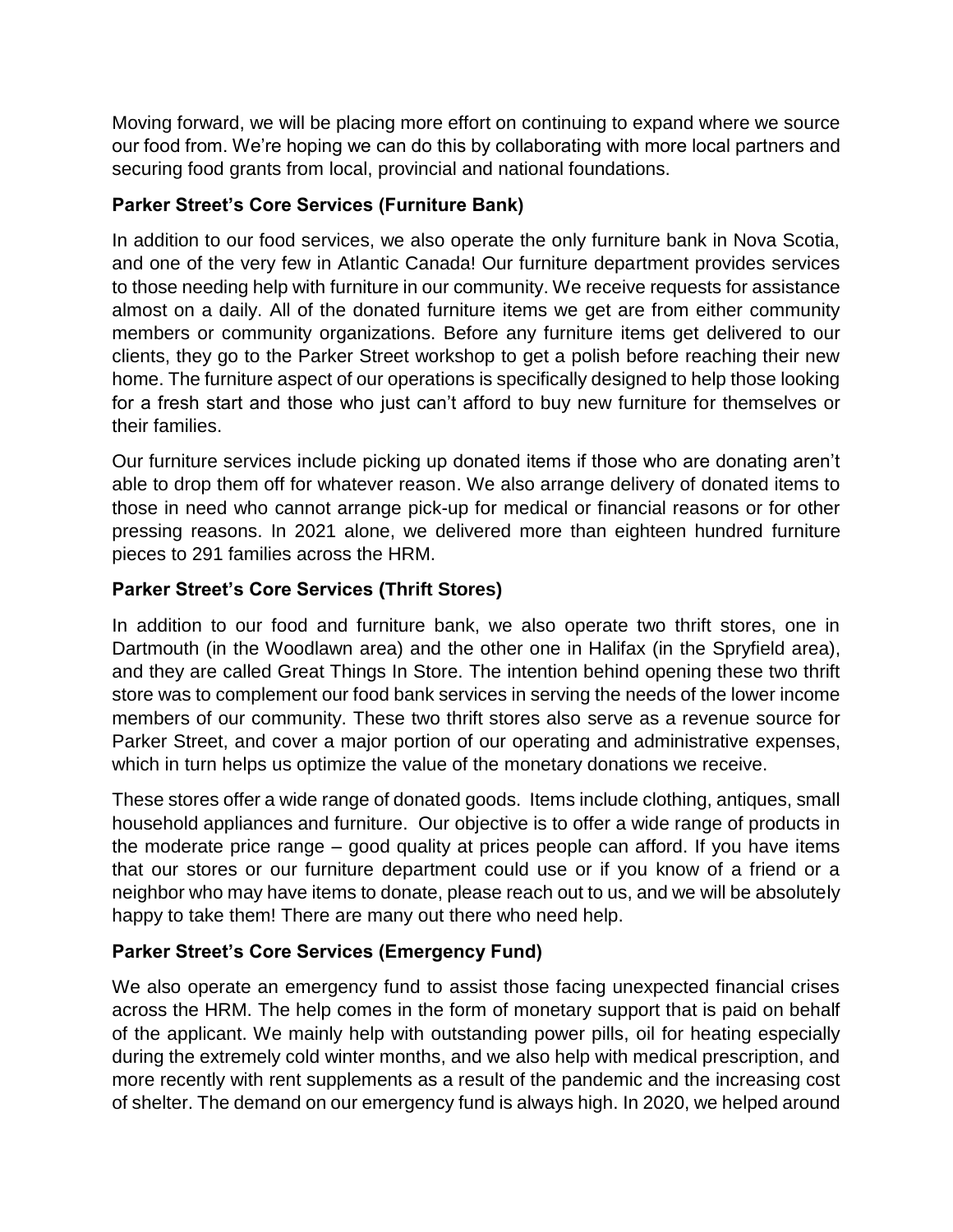Moving forward, we will be placing more effort on continuing to expand where we source our food from. We're hoping we can do this by collaborating with more local partners and securing food grants from local, provincial and national foundations.

### Parker Street's Core Services (Furniture Bank)

In addition to our food services, we also operate the only furniture bank in Nova Scotia, and one of the very few in Atlantic Canada! Our furniture department provides services to those needing help with furniture in our community. We receive requests for assistance almost on a daily. All of the donated furniture items we get are from either community members or community organizations. Before any furniture items get delivered to our clients, they go to the Parker Street workshop to get a polish before reaching their new home. The furniture aspect of our operations is specifically designed to help those looking for a fresh start and those who just can't afford to buy new furniture for themselves or their families.

Our furniture services include picking up donated items if those who are donating aren't able to drop them off for whatever reason. We also arrange delivery of donated items to those in need who cannot arrange pick-up for medical or financial reasons or for other pressing reasons. In 2021 alone, we delivered more than eighteen hundred furniture pieces to 291 families across the HRM.

### Parker Street's Core Services (Thrift Stores)

In addition to our food and furniture bank, we also operate two thrift stores, one in Dartmouth (in the Woodlawn area) and the other one in Halifax (in the Spryfield area), and they are called Great Things In Store. The intention behind opening these two thrift store was to complement our food bank services in serving the needs of the lower income members of our community. These two thrift stores also serve as a revenue source for Parker Street, and cover a major portion of our operating and administrative expenses, which in turn helps us optimize the value of the monetary donations we receive.

These stores offer a wide range of donated goods. Items include clothing, antiques, small household appliances and furniture. Our objective is to offer a wide range of products in the moderate price range – good quality at prices people can afford. If you have items that our stores or our furniture department could use or if you know of a friend or a neighbor who may have items to donate, please reach out to us, and we will be absolutely happy to take them! There are many out there who need help.

### Parker Street's Core Services (Emergency Fund)

We also operate an emergency fund to assist those facing unexpected financial crises across the HRM. The help comes in the form of monetary support that is paid on behalf of the applicant. We mainly help with outstanding power pills, oil for heating especially during the extremely cold winter months, and we also help with medical prescription, and more recently with rent supplements as a result of the pandemic and the increasing cost of shelter. The demand on our emergency fund is always high. In 2020, we helped around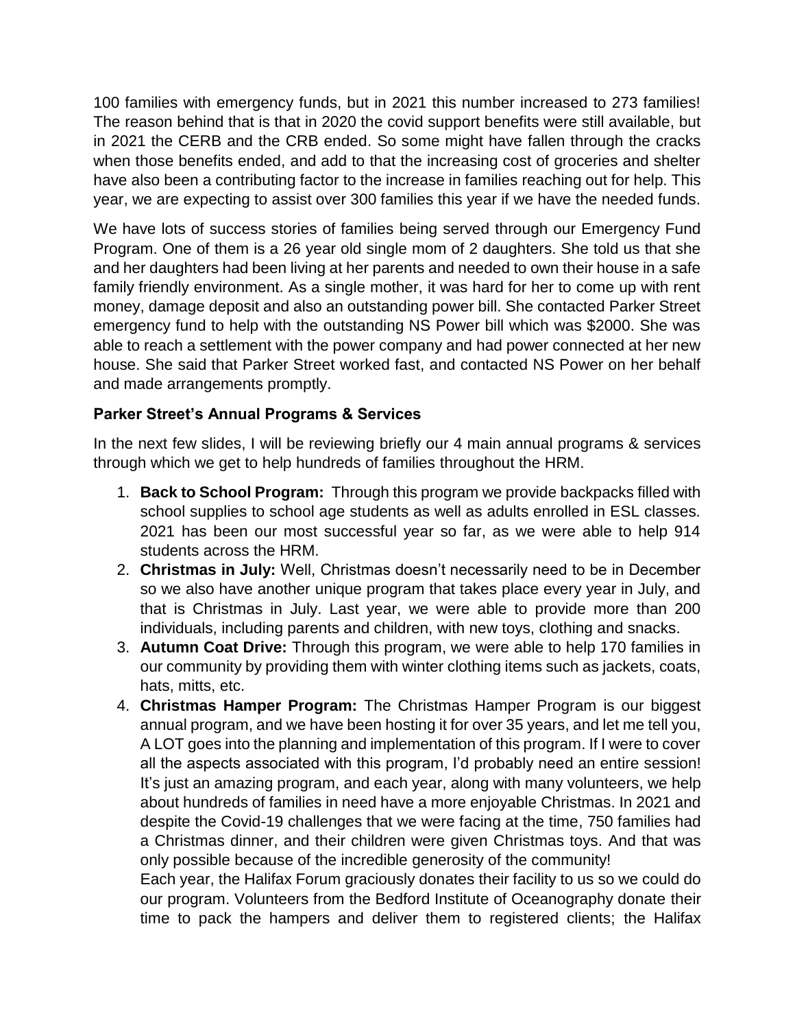100 families with emergency funds, but in 2021 this number increased to 273 families! The reason behind that is that in 2020 the covid support benefits were still available, but in 2021 the CERB and the CRB ended. So some might have fallen through the cracks when those benefits ended, and add to that the increasing cost of groceries and shelter have also been a contributing factor to the increase in families reaching out for help. This year, we are expecting to assist over 300 families this year if we have the needed funds.

We have lots of success stories of families being served through our Emergency Fund Program. One of them is a 26 year old single mom of 2 daughters. She told us that she and her daughters had been living at her parents and needed to own their house in a safe family friendly environment. As a single mother, it was hard for her to come up with rent money, damage deposit and also an outstanding power bill. She contacted Parker Street emergency fund to help with the outstanding NS Power bill which was $2000. She was able to reach a settlement with the power company and had power connected at her new house. She said that Parker Street worked fast, and contacted NS Power on her behalf and made arrangements promptly.

**Parker Street's Annual Programs & Services**

In the next few slides, I will be reviewing briefly our 4 main annual programs & services through which we get to help hundreds of families throughout the HRM.

1. **Back to School Program:** Through this program we provide backpacks filled with school supplies to school age students as well as adults enrolled in ESL classes. 2021 has been our most successful year so far, as we were able to help 914 students across the HRM.
2. **Christmas in July:** Well, Christmas doesn't necessarily need to be in December so we also have another unique program that takes place every year in July, and that is Christmas in July. Last year, we were able to provide more than 200 individuals, including parents and children, with new toys, clothing and snacks.
3. **Autumn Coat Drive:** Through this program, we were able to help 170 families in our community by providing them with winter clothing items such as jackets, coats, hats, mitts, etc.
4. **Christmas Hamper Program:** The Christmas Hamper Program is our biggest annual program, and we have been hosting it for over 35 years, and let me tell you, A LOT goes into the planning and implementation of this program. If I were to cover all the aspects associated with this program, I'd probably need an entire session! It's just an amazing program, and each year, along with many volunteers, we help about hundreds of families in need have a more enjoyable Christmas. In 2021 and despite the Covid-19 challenges that we were facing at the time, 750 families had a Christmas dinner, and their children were given Christmas toys. And that was only possible because of the incredible generosity of the community!

   Each year, the Halifax Forum graciously donates their facility to us so we could do our program. Volunteers from the Bedford Institute of Oceanography donate their time to pack the hampers and deliver them to registered clients; the Halifax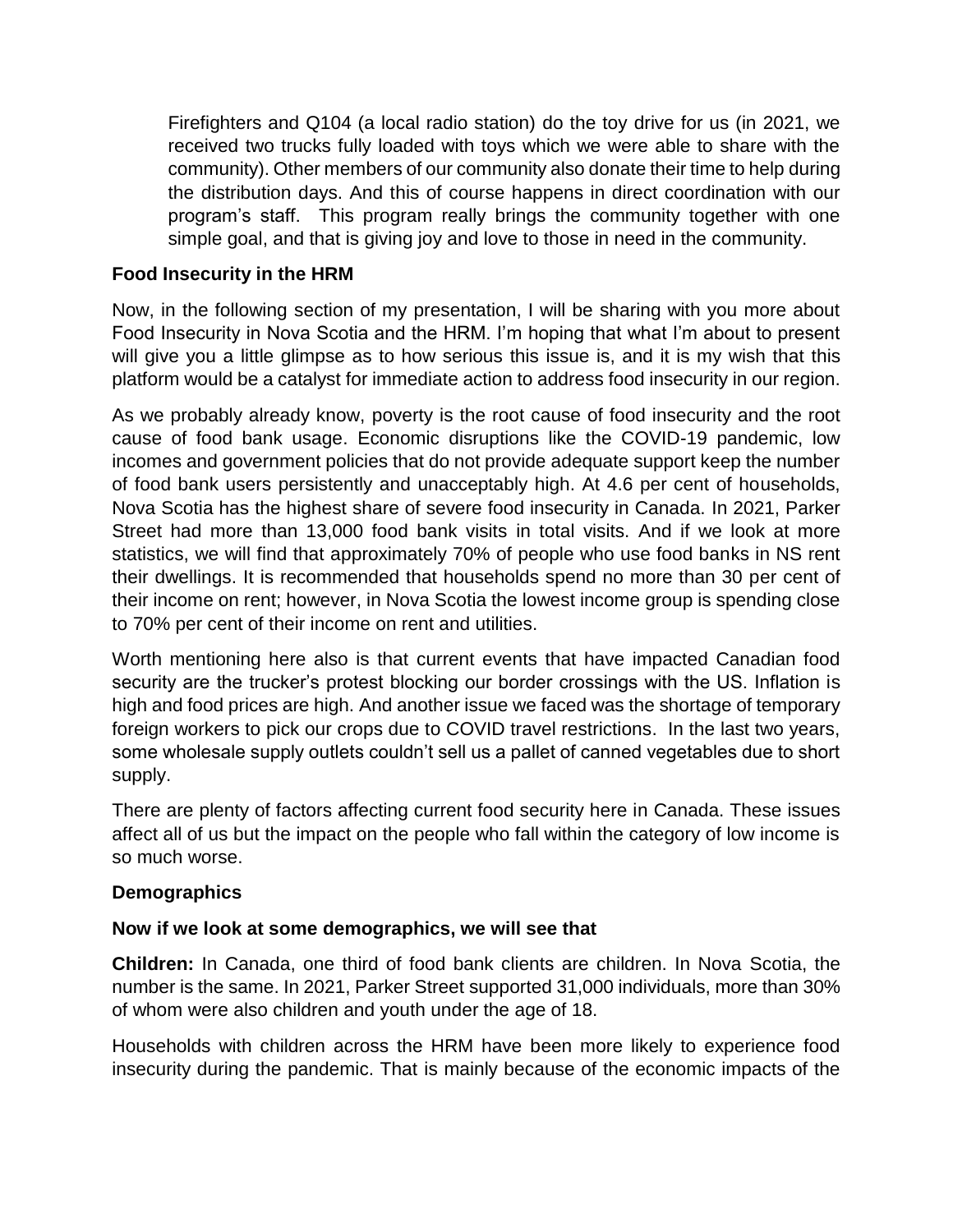Firefighters and Q104 (a local radio station) do the toy drive for us (in 2021, we received two trucks fully loaded with toys which we were able to share with the community). Other members of our community also donate their time to help during the distribution days. And this of course happens in direct coordination with our program's staff. This program really brings the community together with one simple goal, and that is giving joy and love to those in need in the community.

**Food Insecurity in the HRM**

Now, in the following section of my presentation, I will be sharing with you more about Food Insecurity in Nova Scotia and the HRM. I'm hoping that what I'm about to present will give you a little glimpse as to how serious this issue is, and it is my wish that this platform would be a catalyst for immediate action to address food insecurity in our region.

As we probably already know, poverty is the root cause of food insecurity and the root cause of food bank usage. Economic disruptions like the COVID-19 pandemic, low incomes and government policies that do not provide adequate support keep the number of food bank users persistently and unacceptably high. At 4.6 per cent of households, Nova Scotia has the highest share of severe food insecurity in Canada. In 2021, Parker Street had more than 13,000 food bank visits in total visits. And if we look at more statistics, we will find that approximately 70% of people who use food banks in NS rent their dwellings. It is recommended that households spend no more than 30 per cent of their income on rent; however, in Nova Scotia the lowest income group is spending close to 70% per cent of their income on rent and utilities.

Worth mentioning here also is that current events that have impacted Canadian food security are the trucker's protest blocking our border crossings with the US. Inflation is high and food prices are high. And another issue we faced was the shortage of temporary foreign workers to pick our crops due to COVID travel restrictions. In the last two years, some wholesale supply outlets couldn't sell us a pallet of canned vegetables due to short supply.

There are plenty of factors affecting current food security here in Canada. These issues affect all of us but the impact on the people who fall within the category of low income is so much worse.

**Demographics**

**Now if we look at some demographics, we will see that**

**Children:** In Canada, one third of food bank clients are children. In Nova Scotia, the number is the same. In 2021, Parker Street supported 31,000 individuals, more than 30% of whom were also children and youth under the age of 18.

Households with children across the HRM have been more likely to experience food insecurity during the pandemic. That is mainly because of the economic impacts of the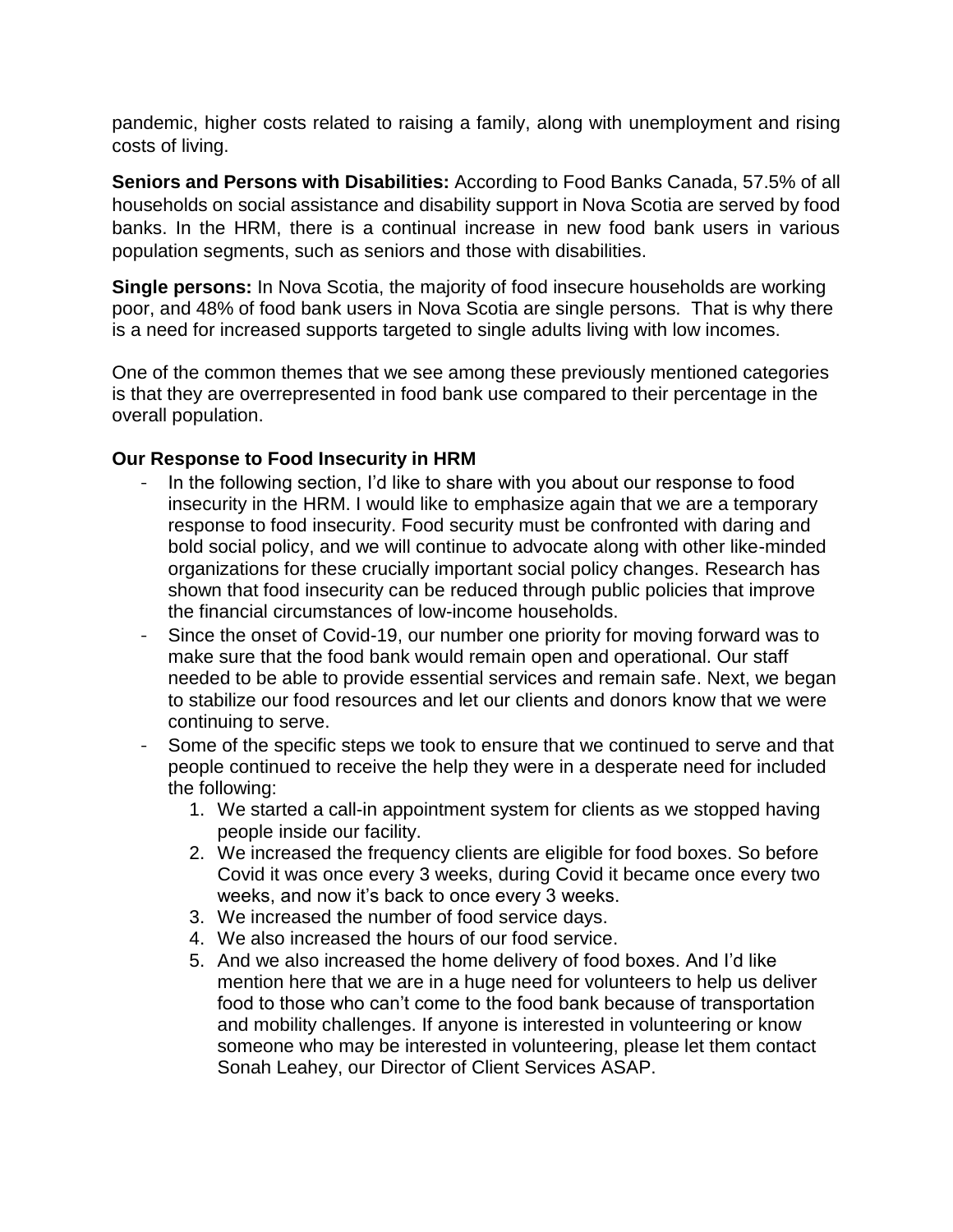pandemic, higher costs related to raising a family, along with unemployment and rising costs of living.

**Seniors and Persons with Disabilities:** According to Food Banks Canada, 57.5% of all households on social assistance and disability support in Nova Scotia are served by food banks. In the HRM, there is a continual increase in new food bank users in various population segments, such as seniors and those with disabilities.

**Single persons:** In Nova Scotia, the majority of food insecure households are working poor, and 48% of food bank users in Nova Scotia are single persons. That is why there is a need for increased supports targeted to single adults living with low incomes.

One of the common themes that we see among these previously mentioned categories is that they are overrepresented in food bank use compared to their percentage in the overall population.

**Our Response to Food Insecurity in HRM**

- In the following section, I'd like to share with you about our response to food insecurity in the HRM. I would like to emphasize again that we are a temporary response to food insecurity. Food security must be confronted with daring and bold social policy, and we will continue to advocate along with other like-minded organizations for these crucially important social policy changes. Research has shown that food insecurity can be reduced through public policies that improve the financial circumstances of low-income households.
- Since the onset of Covid-19, our number one priority for moving forward was to make sure that the food bank would remain open and operational. Our staff needed to be able to provide essential services and remain safe. Next, we began to stabilize our food resources and let our clients and donors know that we were continuing to serve.
- Some of the specific steps we took to ensure that we continued to serve and that people continued to receive the help they were in a desperate need for included the following:
    1. We started a call-in appointment system for clients as we stopped having people inside our facility.
    2. We increased the frequency clients are eligible for food boxes. So before Covid it was once every 3 weeks, during Covid it became once every two weeks, and now it's back to once every 3 weeks.
    3. We increased the number of food service days.
    4. We also increased the hours of our food service.
    5. And we also increased the home delivery of food boxes. And I'd like mention here that we are in a huge need for volunteers to help us deliver food to those who can't come to the food bank because of transportation and mobility challenges. If anyone is interested in volunteering or know someone who may be interested in volunteering, please let them contact Sonah Leahey, our Director of Client Services ASAP.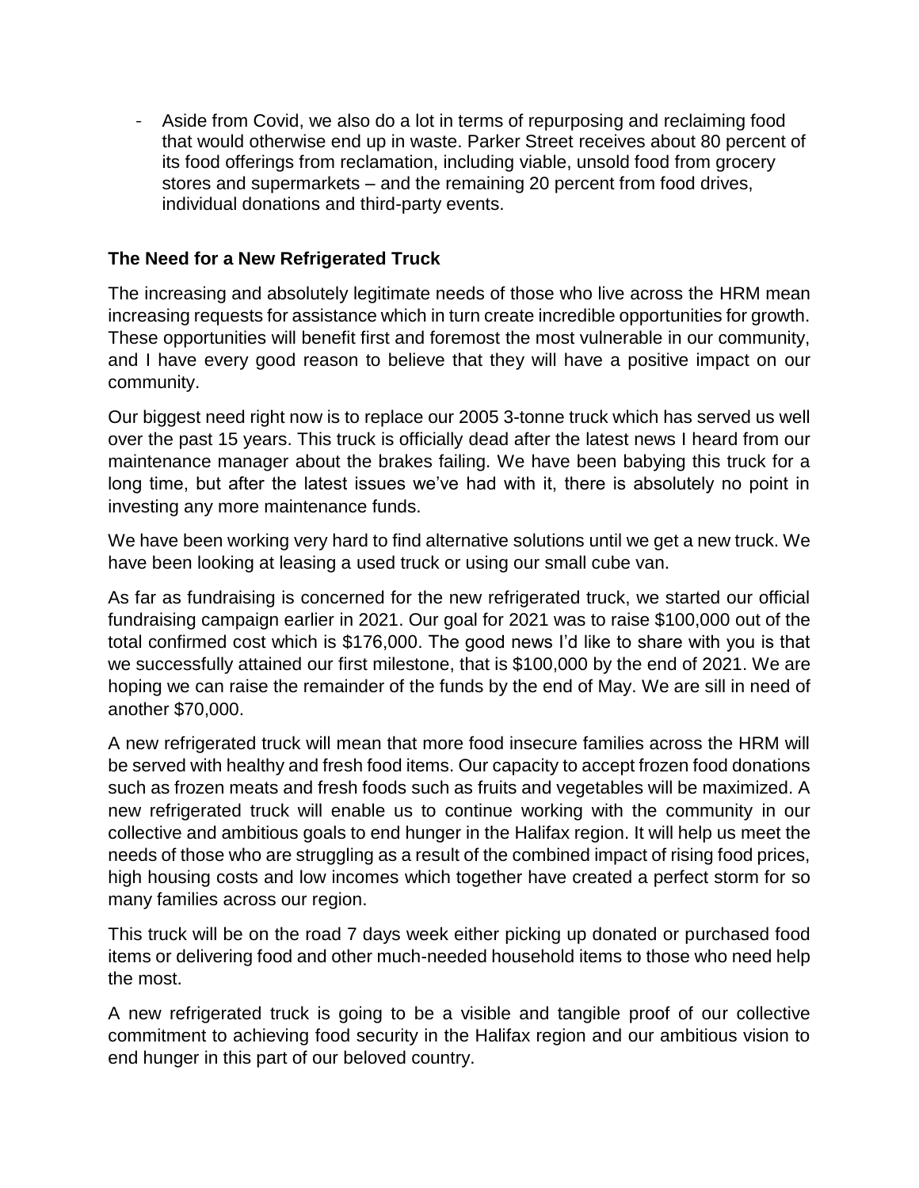- Aside from Covid, we also do a lot in terms of repurposing and reclaiming food that would otherwise end up in waste. Parker Street receives about 80 percent of its food offerings from reclamation, including viable, unsold food from grocery stores and supermarkets – and the remaining 20 percent from food drives, individual donations and third-party events.

### The Need for a New Refrigerated Truck

The increasing and absolutely legitimate needs of those who live across the HRM mean increasing requests for assistance which in turn create incredible opportunities for growth. These opportunities will benefit first and foremost the most vulnerable in our community, and I have every good reason to believe that they will have a positive impact on our community.

Our biggest need right now is to replace our 2005 3-tonne truck which has served us well over the past 15 years. This truck is officially dead after the latest news I heard from our maintenance manager about the brakes failing. We have been babying this truck for a long time, but after the latest issues we've had with it, there is absolutely no point in investing any more maintenance funds.

We have been working very hard to find alternative solutions until we get a new truck. We have been looking at leasing a used truck or using our small cube van.

As far as fundraising is concerned for the new refrigerated truck, we started our official fundraising campaign earlier in 2021. Our goal for 2021 was to raise $100,000 out of the total confirmed cost which is $176,000. The good news I'd like to share with you is that we successfully attained our first milestone, that is $100,000 by the end of 2021. We are hoping we can raise the remainder of the funds by the end of May. We are sill in need of another $70,000.

A new refrigerated truck will mean that more food insecure families across the HRM will be served with healthy and fresh food items. Our capacity to accept frozen food donations such as frozen meats and fresh foods such as fruits and vegetables will be maximized. A new refrigerated truck will enable us to continue working with the community in our collective and ambitious goals to end hunger in the Halifax region. It will help us meet the needs of those who are struggling as a result of the combined impact of rising food prices, high housing costs and low incomes which together have created a perfect storm for so many families across our region.

This truck will be on the road 7 days week either picking up donated or purchased food items or delivering food and other much-needed household items to those who need help the most.

A new refrigerated truck is going to be a visible and tangible proof of our collective commitment to achieving food security in the Halifax region and our ambitious vision to end hunger in this part of our beloved country.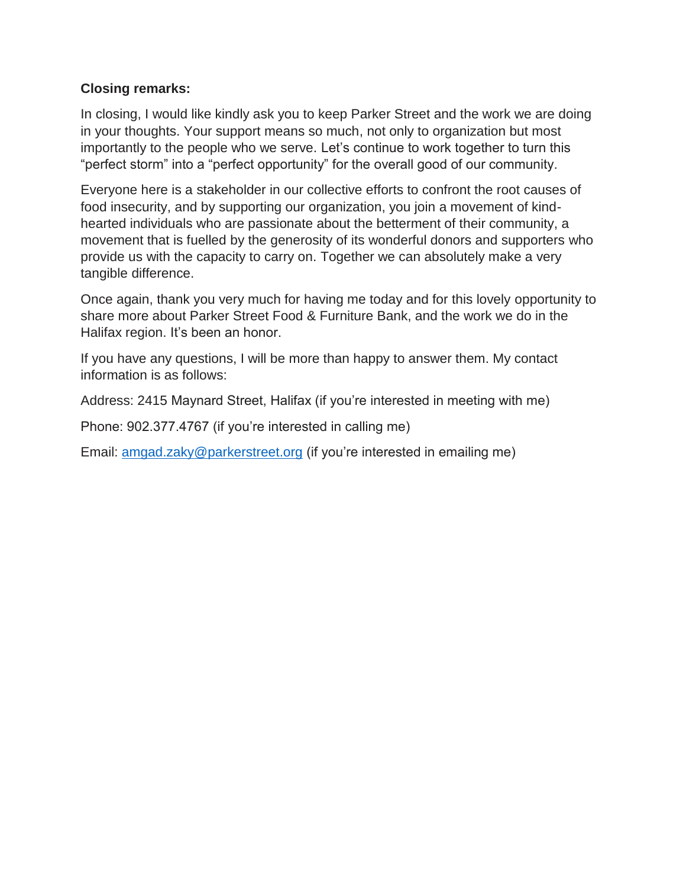**Closing remarks:**

In closing, I would like kindly ask you to keep Parker Street and the work we are doing in your thoughts. Your support means so much, not only to organization but most importantly to the people who we serve. Let's continue to work together to turn this "perfect storm" into a "perfect opportunity" for the overall good of our community.

Everyone here is a stakeholder in our collective efforts to confront the root causes of food insecurity, and by supporting our organization, you join a movement of kind-hearted individuals who are passionate about the betterment of their community, a movement that is fuelled by the generosity of its wonderful donors and supporters who provide us with the capacity to carry on. Together we can absolutely make a very tangible difference.

Once again, thank you very much for having me today and for this lovely opportunity to share more about Parker Street Food & Furniture Bank, and the work we do in the Halifax region. It's been an honor.

If you have any questions, I will be more than happy to answer them. My contact information is as follows:

Address: 2415 Maynard Street, Halifax (if you're interested in meeting with me)

Phone: 902.377.4767 (if you're interested in calling me)

Email: amgad.zaky@parkerstreet.org (if you're interested in emailing me)